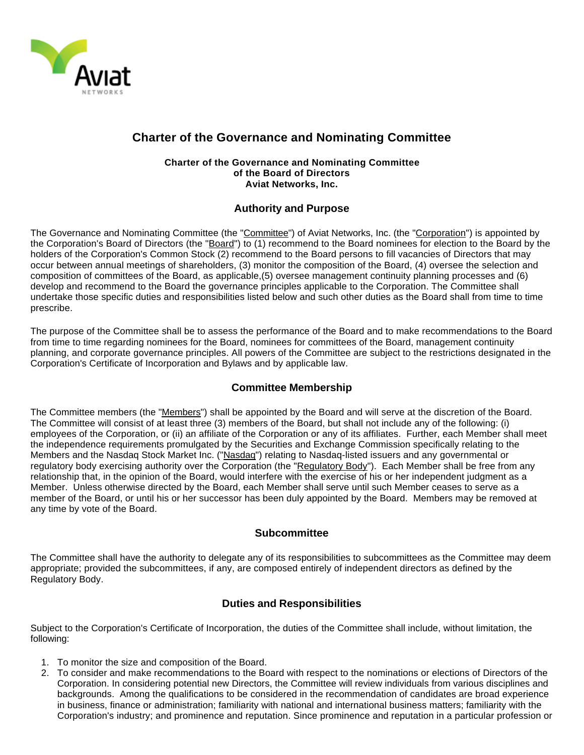# Charter of the Governance and Nominating Committee

**Charter of the Governance and Nominating Committee**
**of the Board of Directors**
**Aviat Networks, Inc.**

## Authority and Purpose

The Governance and Nominating Committee (the "Committee") of Aviat Networks, Inc. (the "Corporation") is appointed by the Corporation's Board of Directors (the "Board") to (1) recommend to the Board nominees for election to the Board by the holders of the Corporation's Common Stock (2) recommend to the Board persons to fill vacancies of Directors that may occur between annual meetings of shareholders, (3) monitor the composition of the Board, (4) oversee the selection and composition of committees of the Board, as applicable,(5) oversee management continuity planning processes and (6) develop and recommend to the Board the governance principles applicable to the Corporation. The Committee shall undertake those specific duties and responsibilities listed below and such other duties as the Board shall from time to time prescribe.

The purpose of the Committee shall be to assess the performance of the Board and to make recommendations to the Board from time to time regarding nominees for the Board, nominees for committees of the Board, management continuity planning, and corporate governance principles. All powers of the Committee are subject to the restrictions designated in the Corporation's Certificate of Incorporation and Bylaws and by applicable law.

## Committee Membership

The Committee members (the "Members") shall be appointed by the Board and will serve at the discretion of the Board. The Committee will consist of at least three (3) members of the Board, but shall not include any of the following: (i) employees of the Corporation, or (ii) an affiliate of the Corporation or any of its affiliates. Further, each Member shall meet the independence requirements promulgated by the Securities and Exchange Commission specifically relating to the Members and the Nasdaq Stock Market Inc. ("Nasdaq") relating to Nasdaq-listed issuers and any governmental or regulatory body exercising authority over the Corporation (the "Regulatory Body"). Each Member shall be free from any relationship that, in the opinion of the Board, would interfere with the exercise of his or her independent judgment as a Member. Unless otherwise directed by the Board, each Member shall serve until such Member ceases to serve as a member of the Board, or until his or her successor has been duly appointed by the Board. Members may be removed at any time by vote of the Board.

## Subcommittee

The Committee shall have the authority to delegate any of its responsibilities to subcommittees as the Committee may deem appropriate; provided the subcommittees, if any, are composed entirely of independent directors as defined by the Regulatory Body.

## Duties and Responsibilities

Subject to the Corporation's Certificate of Incorporation, the duties of the Committee shall include, without limitation, the following:

1. To monitor the size and composition of the Board.
2. To consider and make recommendations to the Board with respect to the nominations or elections of Directors of the Corporation. In considering potential new Directors, the Committee will review individuals from various disciplines and backgrounds. Among the qualifications to be considered in the recommendation of candidates are broad experience in business, finance or administration; familiarity with national and international business matters; familiarity with the Corporation's industry; and prominence and reputation. Since prominence and reputation in a particular profession or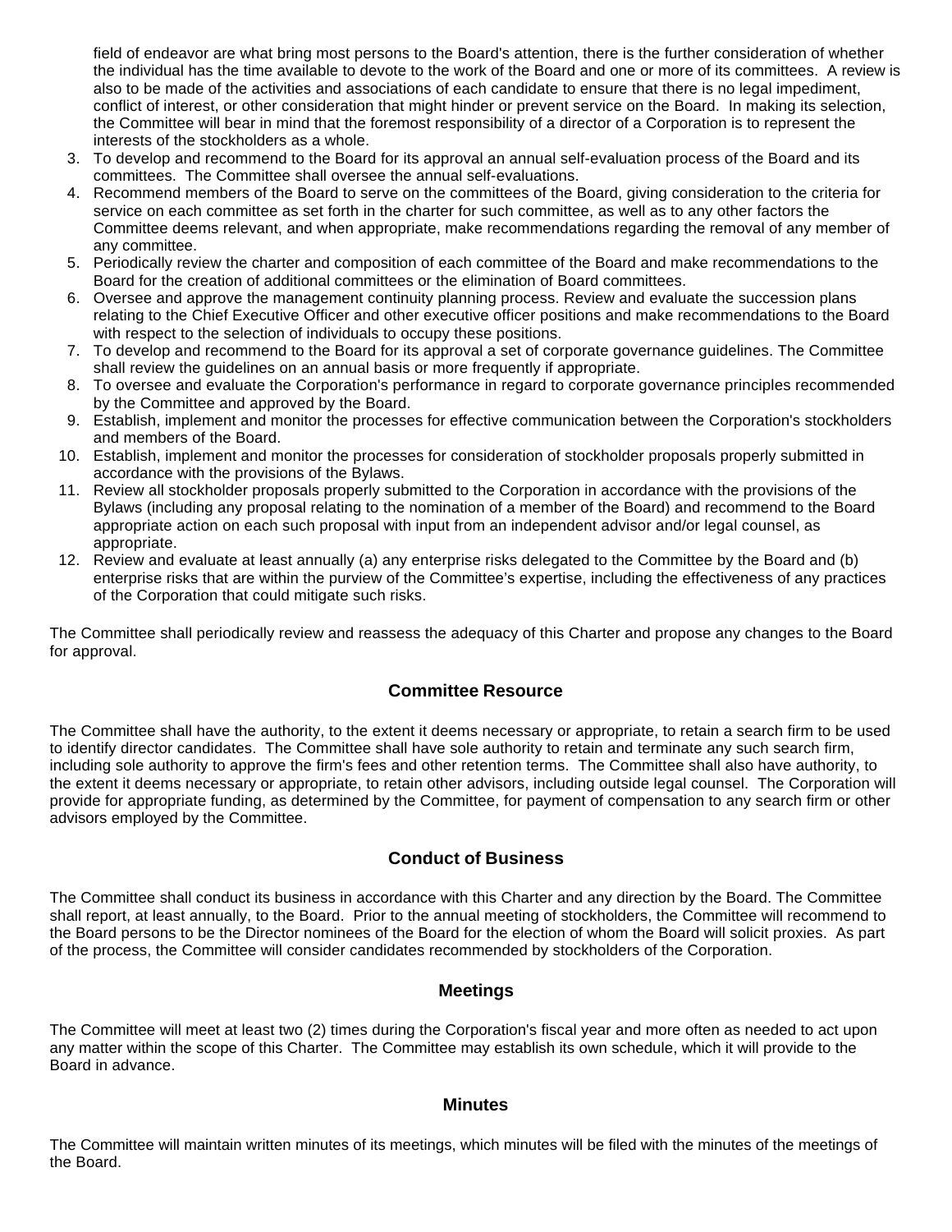field of endeavor are what bring most persons to the Board's attention, there is the further consideration of whether the individual has the time available to devote to the work of the Board and one or more of its committees. A review is also to be made of the activities and associations of each candidate to ensure that there is no legal impediment, conflict of interest, or other consideration that might hinder or prevent service on the Board. In making its selection, the Committee will bear in mind that the foremost responsibility of a director of a Corporation is to represent the interests of the stockholders as a whole.

3. To develop and recommend to the Board for its approval an annual self-evaluation process of the Board and its committees. The Committee shall oversee the annual self-evaluations.
4. Recommend members of the Board to serve on the committees of the Board, giving consideration to the criteria for service on each committee as set forth in the charter for such committee, as well as to any other factors the Committee deems relevant, and when appropriate, make recommendations regarding the removal of any member of any committee.
5. Periodically review the charter and composition of each committee of the Board and make recommendations to the Board for the creation of additional committees or the elimination of Board committees.
6. Oversee and approve the management continuity planning process. Review and evaluate the succession plans relating to the Chief Executive Officer and other executive officer positions and make recommendations to the Board with respect to the selection of individuals to occupy these positions.
7. To develop and recommend to the Board for its approval a set of corporate governance guidelines. The Committee shall review the guidelines on an annual basis or more frequently if appropriate.
8. To oversee and evaluate the Corporation's performance in regard to corporate governance principles recommended by the Committee and approved by the Board.
9. Establish, implement and monitor the processes for effective communication between the Corporation's stockholders and members of the Board.
10. Establish, implement and monitor the processes for consideration of stockholder proposals properly submitted in accordance with the provisions of the Bylaws.
11. Review all stockholder proposals properly submitted to the Corporation in accordance with the provisions of the Bylaws (including any proposal relating to the nomination of a member of the Board) and recommend to the Board appropriate action on each such proposal with input from an independent advisor and/or legal counsel, as appropriate.
12. Review and evaluate at least annually (a) any enterprise risks delegated to the Committee by the Board and (b) enterprise risks that are within the purview of the Committee's expertise, including the effectiveness of any practices of the Corporation that could mitigate such risks.

The Committee shall periodically review and reassess the adequacy of this Charter and propose any changes to the Board for approval.

## Committee Resource

The Committee shall have the authority, to the extent it deems necessary or appropriate, to retain a search firm to be used to identify director candidates. The Committee shall have sole authority to retain and terminate any such search firm, including sole authority to approve the firm's fees and other retention terms. The Committee shall also have authority, to the extent it deems necessary or appropriate, to retain other advisors, including outside legal counsel. The Corporation will provide for appropriate funding, as determined by the Committee, for payment of compensation to any search firm or other advisors employed by the Committee.

## Conduct of Business

The Committee shall conduct its business in accordance with this Charter and any direction by the Board. The Committee shall report, at least annually, to the Board. Prior to the annual meeting of stockholders, the Committee will recommend to the Board persons to be the Director nominees of the Board for the election of whom the Board will solicit proxies. As part of the process, the Committee will consider candidates recommended by stockholders of the Corporation.

## Meetings

The Committee will meet at least two (2) times during the Corporation's fiscal year and more often as needed to act upon any matter within the scope of this Charter. The Committee may establish its own schedule, which it will provide to the Board in advance.

## Minutes

The Committee will maintain written minutes of its meetings, which minutes will be filed with the minutes of the meetings of the Board.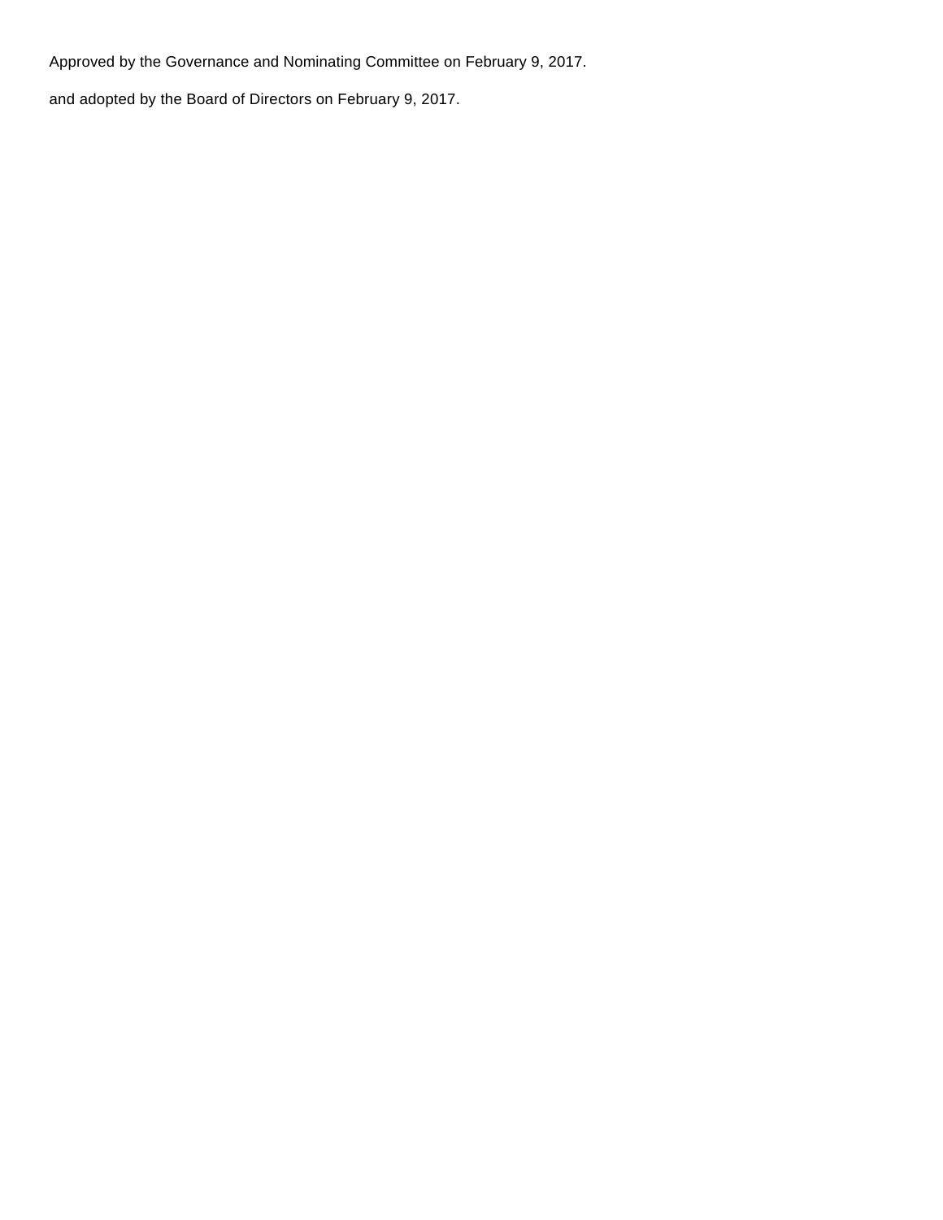Approved by the Governance and Nominating Committee on February 9, 2017.

and adopted by the Board of Directors on February 9, 2017.